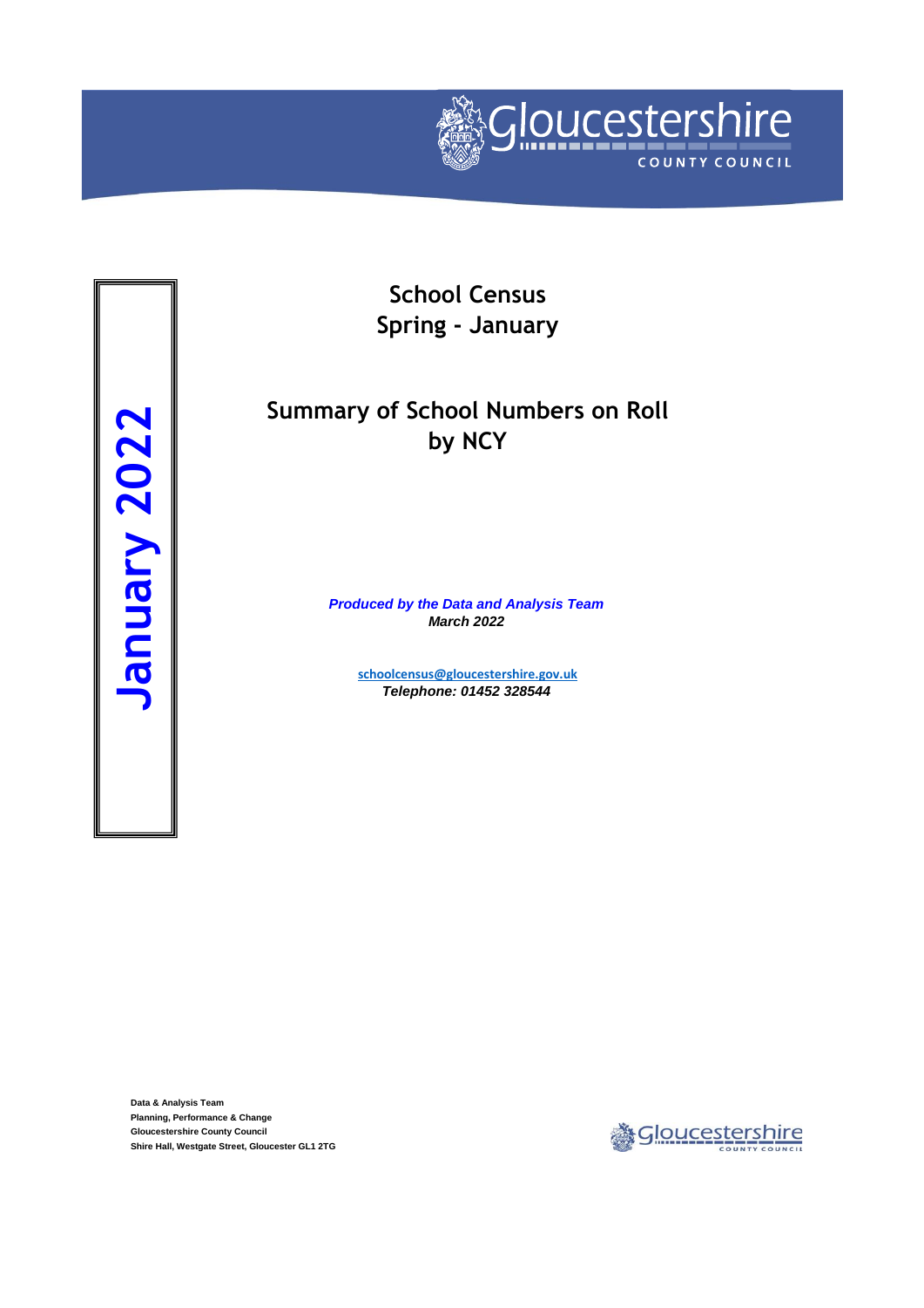**January 2022**

# School Census
# Spring - January

## Summary of School Numbers on Roll by NCY

***Produced by the Data and Analysis Team***
***March 2022***

schoolcensus@gloucestershire.gov.uk
***Telephone: 01452 328544***

**Data & Analysis Team**
**Planning, Performance & Change**
**Gloucestershire County Council**
**Shire Hall, Westgate Street, Gloucester GL1 2TG**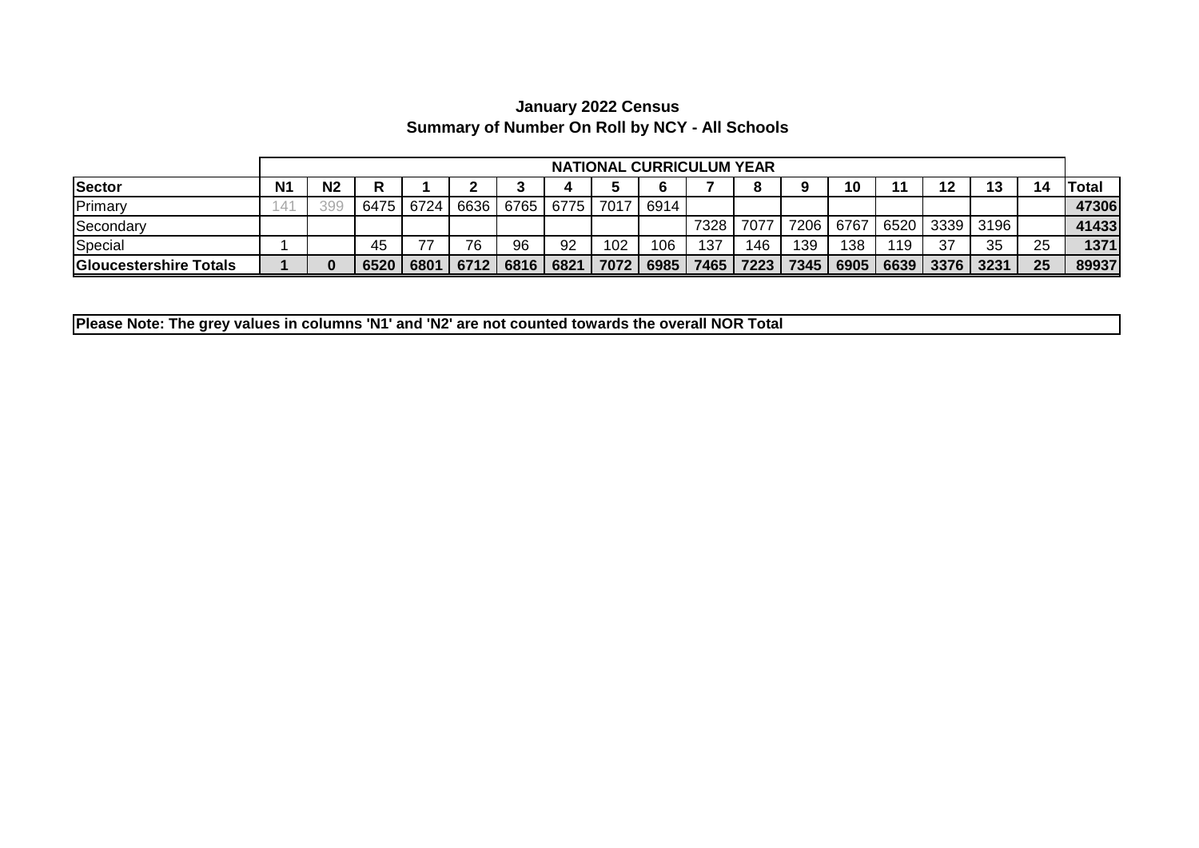**January 2022 Census**
**Summary of Number On Roll by NCY - All Schools**

| | NATIONAL CURRICULUM YEAR | | | | | | | | | | | | | | | | | |
|---|---|---|---|---|---|---|---|---|---|---|---|---|---|---|---|---|---|---|
| **Sector** | **N1** | **N2** | **R** | **1** | **2** | **3** | **4** | **5** | **6** | **7** | **8** | **9** | **10** | **11** | **12** | **13** | **14** | **Total** |
| Primary | 141 | 399 | 6475 | 6724 | 6636 | 6765 | 6775 | 7017 | 6914 | | | | | | | | | **47306** |
| Secondary | | | | | | | | | | 7328 | 7077 | 7206 | 6767 | 6520 | 3339 | 3196 | | **41433** |
| Special | 1 | | 45 | 77 | 76 | 96 | 92 | 102 | 106 | 137 | 146 | 139 | 138 | 119 | 37 | 35 | 25 | **1371** |
| **Gloucestershire Totals** | **1** | **0** | **6520** | **6801** | **6712** | **6816** | **6821** | **7072** | **6985** | **7465** | **7223** | **7345** | **6905** | **6639** | **3376** | **3231** | **25** | **89937** |

**Please Note: The grey values in columns 'N1' and 'N2' are not counted towards the overall NOR Total**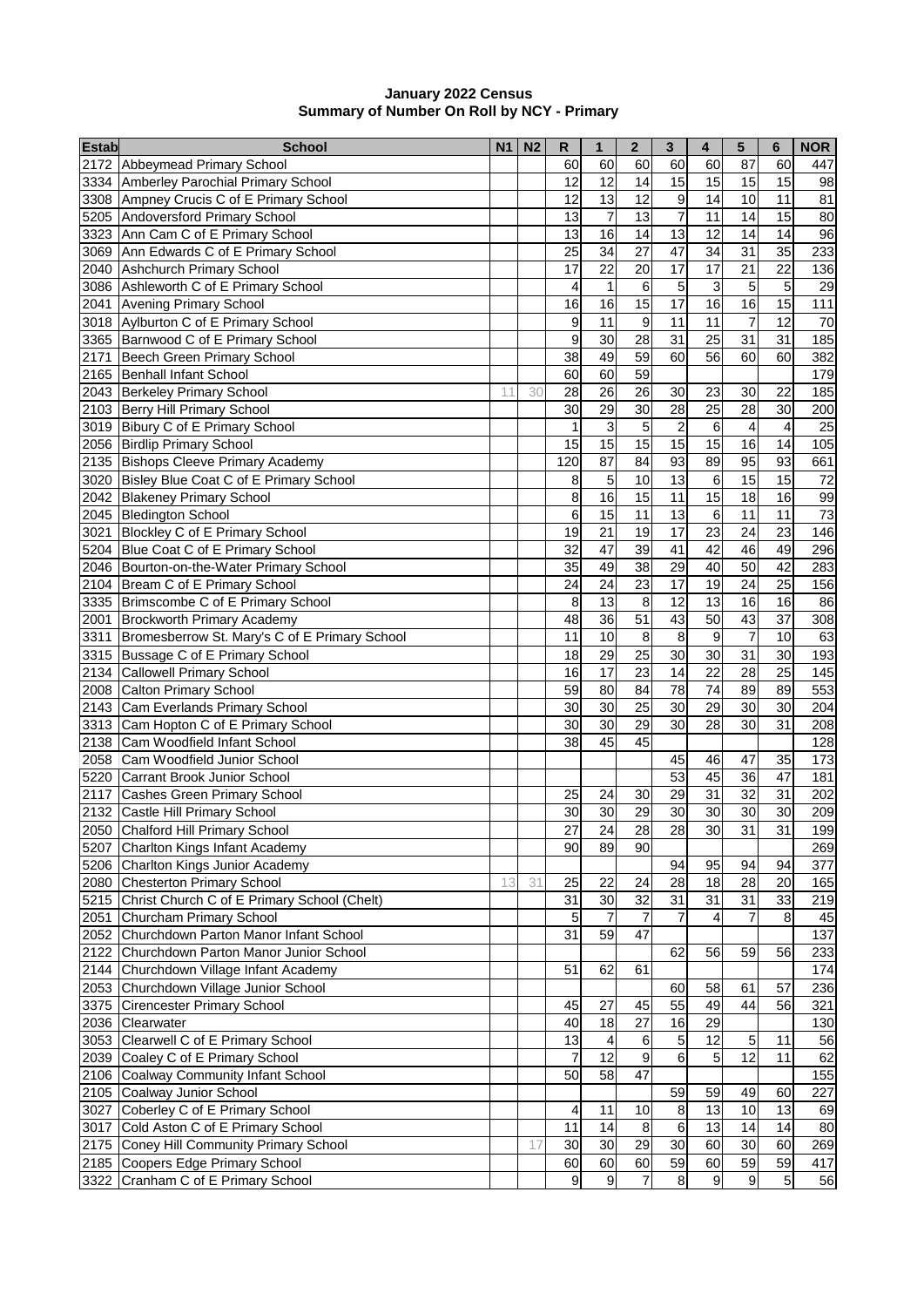# January 2022 Census
## Summary of Number On Roll by NCY - Primary

| Estab | School | N1 | N2 | R | 1 | 2 | 3 | 4 | 5 | 6 | NOR |
|---|---|---|---|---|---|---|---|---|---|---|---|
| 2172 | Abbeymead Primary School | | | 60 | 60 | 60 | 60 | 60 | 87 | 60 | 447 |
| 3334 | Amberley Parochial Primary School | | | 12 | 12 | 14 | 15 | 15 | 15 | 15 | 98 |
| 3308 | Ampney Crucis C of E Primary School | | | 12 | 13 | 12 | 9 | 14 | 10 | 11 | 81 |
| 5205 | Andoversford Primary School | | | 13 | 7 | 13 | 7 | 11 | 14 | 15 | 80 |
| 3323 | Ann Cam C of E Primary School | | | 13 | 16 | 14 | 13 | 12 | 14 | 14 | 96 |
| 3069 | Ann Edwards C of E Primary School | | | 25 | 34 | 27 | 47 | 34 | 31 | 35 | 233 |
| 2040 | Ashchurch Primary School | | | 17 | 22 | 20 | 17 | 17 | 21 | 22 | 136 |
| 3086 | Ashleworth C of E Primary School | | | 4 | 1 | 6 | 5 | 3 | 5 | 5 | 29 |
| 2041 | Avening Primary School | | | 16 | 16 | 15 | 17 | 16 | 16 | 15 | 111 |
| 3018 | Aylburton C of E Primary School | | | 9 | 11 | 9 | 11 | 11 | 7 | 12 | 70 |
| 3365 | Barnwood C of E Primary School | | | 9 | 30 | 28 | 31 | 25 | 31 | 31 | 185 |
| 2171 | Beech Green Primary School | | | 38 | 49 | 59 | 60 | 56 | 60 | 60 | 382 |
| 2165 | Benhall Infant School | | | 60 | 60 | 59 | | | | | 179 |
| 2043 | Berkeley Primary School | 11 | 30 | 28 | 26 | 26 | 30 | 23 | 30 | 22 | 185 |
| 2103 | Berry Hill Primary School | | | 30 | 29 | 30 | 28 | 25 | 28 | 30 | 200 |
| 3019 | Bibury C of E Primary School | | | 1 | 3 | 5 | 2 | 6 | 4 | 4 | 25 |
| 2056 | Birdlip Primary School | | | 15 | 15 | 15 | 15 | 16 | 16 | 14 | 105 |
| 2135 | Bishops Cleeve Primary Academy | | | 120 | 87 | 84 | 93 | 89 | 95 | 93 | 661 |
| 3020 | Bisley Blue Coat C of E Primary School | | | 8 | 5 | 10 | 13 | 6 | 15 | 15 | 72 |
| 2042 | Blakeney Primary School | | | 8 | 16 | 15 | 11 | 15 | 18 | 16 | 99 |
| 2045 | Bledington School | | | 6 | 15 | 11 | 13 | 6 | 11 | 11 | 73 |
| 3021 | Blockley C of E Primary School | | | 19 | 21 | 19 | 17 | 23 | 24 | 23 | 146 |
| 5204 | Blue Coat C of E Primary School | | | 32 | 47 | 39 | 41 | 42 | 46 | 49 | 296 |
| 2046 | Bourton-on-the-Water Primary School | | | 35 | 49 | 38 | 29 | 40 | 50 | 42 | 283 |
| 2104 | Bream C of E Primary School | | | 24 | 24 | 23 | 17 | 19 | 24 | 25 | 156 |
| 3335 | Brimscombe C of E Primary School | | | 8 | 13 | 8 | 12 | 13 | 16 | 16 | 86 |
| 2001 | Brockworth Primary Academy | | | 48 | 36 | 51 | 43 | 50 | 43 | 37 | 308 |
| 3311 | Bromesberrow St. Mary's C of E Primary School | | | 11 | 10 | 8 | 8 | 9 | 7 | 10 | 63 |
| 3315 | Bussage C of E Primary School | | | 18 | 29 | 25 | 30 | 30 | 31 | 30 | 193 |
| 2134 | Callowell Primary School | | | 16 | 17 | 23 | 14 | 22 | 28 | 25 | 145 |
| 2008 | Calton Primary School | | | 59 | 80 | 84 | 78 | 74 | 89 | 89 | 553 |
| 2143 | Cam Everlands Primary School | | | 30 | 30 | 25 | 30 | 29 | 30 | 30 | 204 |
| 3313 | Cam Hopton C of E Primary School | | | 30 | 30 | 29 | 30 | 28 | 30 | 31 | 208 |
| 2138 | Cam Woodfield Infant School | | | 38 | 45 | 45 | | | | | 128 |
| 2058 | Cam Woodfield Junior School | | | | | | 45 | 46 | 47 | 35 | 173 |
| 5220 | Carrant Brook Junior School | | | | | | 53 | 45 | 36 | 47 | 181 |
| 2117 | Cashes Green Primary School | | | 25 | 24 | 30 | 29 | 31 | 32 | 31 | 202 |
| 2132 | Castle Hill Primary School | | | 30 | 30 | 29 | 30 | 30 | 30 | 30 | 209 |
| 2050 | Chalford Hill Primary School | | | 27 | 24 | 28 | 28 | 30 | 31 | 31 | 199 |
| 5207 | Charlton Kings Infant Academy | | | 90 | 89 | 90 | | | | | 269 |
| 5206 | Charlton Kings Junior Academy | | | | | | 94 | 95 | 94 | 94 | 377 |
| 2080 | Chesterton Primary School | 13 | 31 | 25 | 22 | 24 | 28 | 18 | 28 | 20 | 165 |
| 5215 | Christ Church C of E Primary School (Chelt) | | | 31 | 30 | 32 | 31 | 31 | 31 | 33 | 219 |
| 2051 | Churcham Primary School | | | 5 | 7 | 7 | 7 | 4 | 7 | 8 | 45 |
| 2052 | Churchdown Parton Manor Infant School | | | 31 | 59 | 47 | | | | | 137 |
| 2122 | Churchdown Parton Manor Junior School | | | | | | 62 | 56 | 59 | 56 | 233 |
| 2144 | Churchdown Village Infant Academy | | | 51 | 62 | 61 | | | | | 174 |
| 2053 | Churchdown Village Junior School | | | | | | 60 | 58 | 61 | 57 | 236 |
| 3375 | Cirencester Primary School | | | 45 | 27 | 45 | 55 | 49 | 44 | 56 | 321 |
| 2036 | Clearwater | | | 40 | 18 | 27 | 16 | 29 | | | 130 |
| 3053 | Clearwell C of E Primary School | | | 13 | 4 | 6 | 5 | 12 | 5 | 11 | 56 |
| 2039 | Coaley C of E Primary School | | | 7 | 12 | 9 | 6 | 5 | 12 | 11 | 62 |
| 2106 | Coalway Community Infant School | | | 50 | 58 | 47 | | | | | 155 |
| 2105 | Coalway Junior School | | | | | | 59 | 59 | 49 | 60 | 227 |
| 3027 | Coberley C of E Primary School | | | 4 | 11 | 10 | 8 | 13 | 10 | 13 | 69 |
| 3017 | Cold Aston C of E Primary School | | | 11 | 14 | 8 | 6 | 13 | 14 | 14 | 80 |
| 2175 | Coney Hill Community Primary School | | 17 | 30 | 30 | 29 | 30 | 60 | 30 | 60 | 269 |
| 2185 | Coopers Edge Primary School | | | 60 | 60 | 60 | 59 | 60 | 59 | 59 | 417 |
| 3322 | Cranham C of E Primary School | | | 9 | 9 | 7 | 8 | 9 | 9 | 5 | 56 |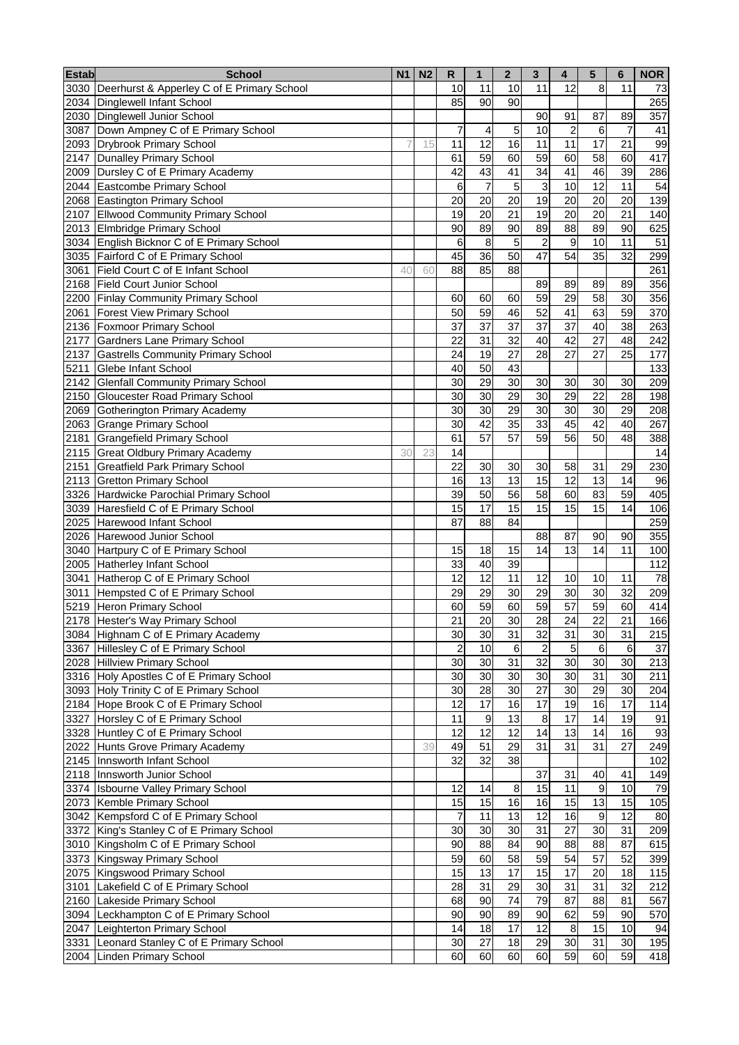| Estab | School | N1 | N2 | R | 1 | 2 | 3 | 4 | 5 | 6 | NOR |
|---|---|---|---|---|---|---|---|---|---|---|---|
| 3030 | Deerhurst & Apperley C of E Primary School | | | 10 | 11 | 10 | 11 | 12 | 8 | 11 | 73 |
| 2034 | Dinglewell Infant School | | | 85 | 90 | 90 | | | | | 265 |
| 2030 | Dinglewell Junior School | | | | | | 90 | 91 | 87 | 89 | 357 |
| 3087 | Down Ampney C of E Primary School | | | 7 | 4 | 5 | 10 | 2 | 6 | 7 | 41 |
| 2093 | Drybrook Primary School | 7 | 15 | 11 | 12 | 16 | 11 | 11 | 17 | 21 | 99 |
| 2147 | Dunalley Primary School | | | 61 | 59 | 60 | 59 | 60 | 58 | 60 | 417 |
| 2009 | Dursley C of E Primary Academy | | | 42 | 43 | 41 | 34 | 41 | 46 | 39 | 286 |
| 2044 | Eastcombe Primary School | | | 6 | 7 | 5 | 3 | 10 | 12 | 11 | 54 |
| 2068 | Eastington Primary School | | | 20 | 20 | 20 | 19 | 20 | 20 | 20 | 139 |
| 2107 | Ellwood Community Primary School | | | 19 | 20 | 21 | 19 | 20 | 20 | 21 | 140 |
| 2013 | Elmbridge Primary School | | | 90 | 89 | 90 | 89 | 88 | 89 | 90 | 625 |
| 3034 | English Bicknor C of E Primary School | | | 6 | 8 | 5 | 2 | 9 | 10 | 11 | 51 |
| 3035 | Fairford C of E Primary School | | | 45 | 36 | 50 | 47 | 54 | 35 | 32 | 299 |
| 3061 | Field Court C of E Infant School | 40 | 60 | 88 | 85 | 88 | | | | | 261 |
| 2168 | Field Court Junior School | | | | | | 89 | 89 | 89 | 89 | 356 |
| 2200 | Finlay Community Primary School | | | 60 | 60 | 60 | 59 | 29 | 58 | 30 | 356 |
| 2061 | Forest View Primary School | | | 50 | 59 | 46 | 52 | 41 | 63 | 59 | 370 |
| 2136 | Foxmoor Primary School | | | 37 | 37 | 37 | 37 | 37 | 40 | 38 | 263 |
| 2177 | Gardners Lane Primary School | | | 22 | 31 | 32 | 40 | 42 | 27 | 48 | 242 |
| 2137 | Gastrells Community Primary School | | | 24 | 19 | 27 | 28 | 27 | 27 | 25 | 177 |
| 5211 | Glebe Infant School | | | 40 | 50 | 43 | | | | | 133 |
| 2142 | Glenfall Community Primary School | | | 30 | 29 | 30 | 30 | 30 | 30 | 30 | 209 |
| 2150 | Gloucester Road Primary School | | | 30 | 30 | 29 | 30 | 29 | 22 | 28 | 198 |
| 2069 | Gotherington Primary Academy | | | 30 | 30 | 29 | 30 | 30 | 30 | 29 | 208 |
| 2063 | Grange Primary School | | | 30 | 42 | 35 | 33 | 45 | 42 | 40 | 267 |
| 2181 | Grangefield Primary School | | | 61 | 57 | 57 | 59 | 56 | 50 | 48 | 388 |
| 2115 | Great Oldbury Primary Academy | 30 | 23 | 14 | | | | | | | 14 |
| 2151 | Greatfield Park Primary School | | | 22 | 30 | 30 | 30 | 58 | 31 | 29 | 230 |
| 2113 | Gretton Primary School | | | 16 | 13 | 13 | 15 | 12 | 13 | 14 | 96 |
| 3326 | Hardwicke Parochial Primary School | | | 39 | 50 | 56 | 58 | 60 | 83 | 59 | 405 |
| 3039 | Haresfield C of E Primary School | | | 15 | 17 | 15 | 15 | 15 | 15 | 14 | 106 |
| 2025 | Harewood Infant School | | | 87 | 88 | 84 | | | | | 259 |
| 2026 | Harewood Junior School | | | | | | 88 | 87 | 90 | 90 | 355 |
| 3040 | Hartpury C of E Primary School | | | 15 | 18 | 15 | 14 | 13 | 14 | 11 | 100 |
| 2005 | Hatherley Infant School | | | 33 | 40 | 39 | | | | | 112 |
| 3041 | Hatherop C of E Primary School | | | 12 | 12 | 11 | 12 | 10 | 10 | 11 | 78 |
| 3011 | Hempsted C of E Primary School | | | 29 | 29 | 30 | 29 | 30 | 30 | 32 | 209 |
| 5219 | Heron Primary School | | | 60 | 59 | 60 | 59 | 57 | 59 | 60 | 414 |
| 2178 | Hester's Way Primary School | | | 21 | 20 | 30 | 28 | 24 | 22 | 21 | 166 |
| 3084 | Highnam C of E Primary Academy | | | 30 | 30 | 31 | 32 | 31 | 30 | 31 | 215 |
| 3367 | Hillesley C of E Primary School | | | 2 | 10 | 6 | 2 | 5 | 6 | 6 | 37 |
| 2028 | Hillview Primary School | | | 30 | 30 | 31 | 32 | 30 | 30 | 30 | 213 |
| 3316 | Holy Apostles C of E Primary School | | | 30 | 30 | 30 | 30 | 30 | 31 | 30 | 211 |
| 3093 | Holy Trinity C of E Primary School | | | 30 | 28 | 30 | 27 | 30 | 29 | 30 | 204 |
| 2184 | Hope Brook C of E Primary School | | | 12 | 17 | 16 | 17 | 19 | 16 | 17 | 114 |
| 3327 | Horsley C of E Primary School | | | 11 | 9 | 13 | 8 | 17 | 14 | 19 | 91 |
| 3328 | Huntley C of E Primary School | | | 12 | 12 | 12 | 14 | 13 | 14 | 16 | 93 |
| 2022 | Hunts Grove Primary Academy | | 39 | 49 | 51 | 29 | 31 | 31 | 31 | 27 | 249 |
| 2145 | Innsworth Infant School | | | 32 | 32 | 38 | | | | | 102 |
| 2118 | Innsworth Junior School | | | | | | 37 | 31 | 40 | 41 | 149 |
| 3374 | Isbourne Valley Primary School | | | 12 | 14 | 8 | 15 | 11 | 9 | 10 | 79 |
| 2073 | Kemble Primary School | | | 15 | 15 | 16 | 16 | 15 | 13 | 15 | 105 |
| 3042 | Kempsford C of E Primary School | | | 7 | 11 | 13 | 12 | 16 | 9 | 12 | 80 |
| 3372 | King's Stanley C of E Primary School | | | 30 | 30 | 30 | 31 | 27 | 30 | 31 | 209 |
| 3010 | Kingsholm C of E Primary School | | | 90 | 88 | 84 | 90 | 88 | 88 | 87 | 615 |
| 3373 | Kingsway Primary School | | | 59 | 60 | 58 | 59 | 54 | 57 | 52 | 399 |
| 2075 | Kingswood Primary School | | | 15 | 13 | 17 | 15 | 17 | 20 | 18 | 115 |
| 3101 | Lakefield C of E Primary School | | | 28 | 31 | 29 | 30 | 31 | 31 | 32 | 212 |
| 2160 | Lakeside Primary School | | | 68 | 90 | 74 | 79 | 87 | 88 | 81 | 567 |
| 3094 | Leckhampton C of E Primary School | | | 90 | 90 | 89 | 90 | 62 | 59 | 90 | 570 |
| 2047 | Leighterton Primary School | | | 14 | 18 | 17 | 12 | 8 | 15 | 10 | 94 |
| 3331 | Leonard Stanley C of E Primary School | | | 30 | 27 | 18 | 29 | 30 | 31 | 30 | 195 |
| 2004 | Linden Primary School | | | 60 | 60 | 60 | 60 | 59 | 60 | 59 | 418 |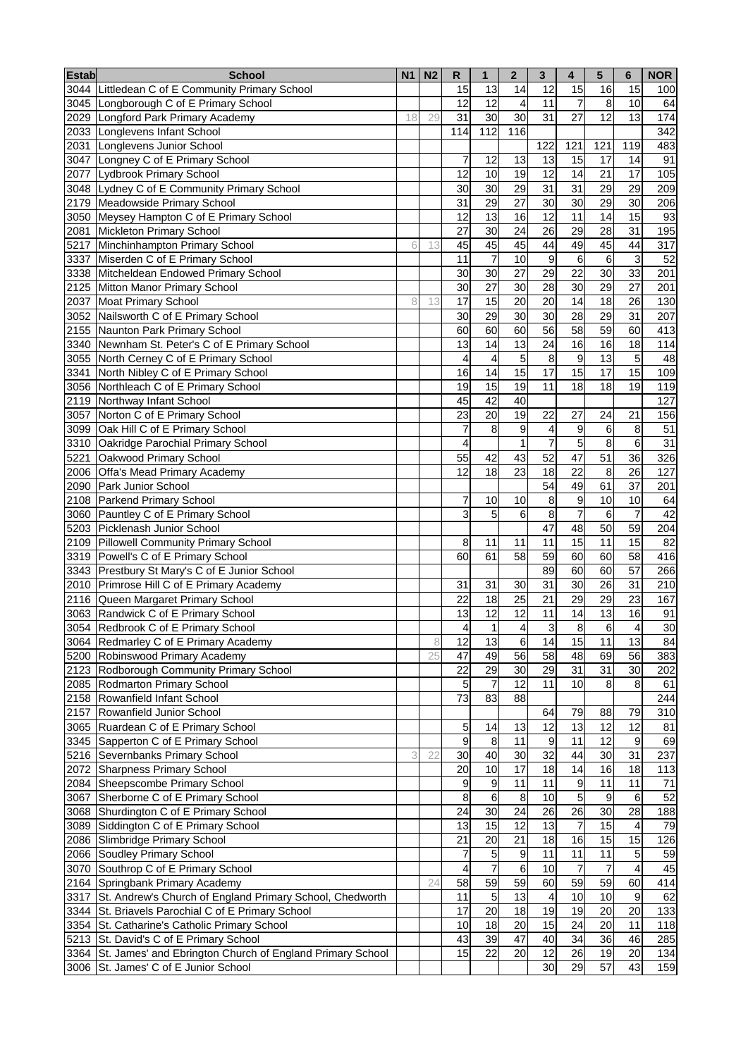| Estab | School | N1 | N2 | R | 1 | 2 | 3 | 4 | 5 | 6 | NOR |
|---|---|---|---|---|---|---|---|---|---|---|---|
| 3044 | Littledean C of E Community Primary School | | | 15 | 13 | 14 | 12 | 15 | 16 | 15 | 100 |
| 3045 | Longborough C of E Primary School | | | 12 | 12 | 4 | 11 | 7 | 8 | 10 | 64 |
| 2029 | Longford Park Primary Academy | 18 | 29 | 31 | 30 | 30 | 31 | 27 | 12 | 13 | 174 |
| 2033 | Longlevens Infant School | | | 114 | 112 | 116 | | | | | 342 |
| 2031 | Longlevens Junior School | | | | | | 122 | 121 | 121 | 119 | 483 |
| 3047 | Longney C of E Primary School | | | 7 | 12 | 13 | 13 | 15 | 17 | 14 | 91 |
| 2077 | Lydbrook Primary School | | | 12 | 10 | 19 | 12 | 14 | 21 | 17 | 105 |
| 3048 | Lydney C of E Community Primary School | | | 30 | 30 | 29 | 31 | 31 | 29 | 29 | 209 |
| 2179 | Meadowside Primary School | | | 31 | 29 | 27 | 30 | 30 | 29 | 30 | 206 |
| 3050 | Meysey Hampton C of E Primary School | | | 12 | 13 | 16 | 12 | 11 | 14 | 15 | 93 |
| 2081 | Mickleton Primary School | | | 27 | 30 | 24 | 26 | 29 | 28 | 31 | 195 |
| 5217 | Minchinhampton Primary School | 6 | 13 | 45 | 45 | 45 | 44 | 49 | 45 | 44 | 317 |
| 3337 | Miserden C of E Primary School | | | 11 | 7 | 10 | 9 | 6 | 6 | 3 | 52 |
| 3338 | Mitcheldean Endowed Primary School | | | 30 | 30 | 27 | 29 | 22 | 30 | 33 | 201 |
| 2125 | Mitton Manor Primary School | | | 30 | 27 | 30 | 28 | 30 | 29 | 27 | 201 |
| 2037 | Moat Primary School | 8 | 13 | 17 | 15 | 20 | 20 | 14 | 18 | 26 | 130 |
| 3052 | Nailsworth C of E Primary School | | | 30 | 29 | 30 | 30 | 28 | 29 | 31 | 207 |
| 2155 | Naunton Park Primary School | | | 60 | 60 | 60 | 56 | 58 | 59 | 60 | 413 |
| 3340 | Newnham St. Peter's C of E Primary School | | | 13 | 14 | 13 | 24 | 16 | 16 | 18 | 114 |
| 3055 | North Cerney C of E Primary School | | | 4 | 4 | 5 | 8 | 9 | 13 | 5 | 48 |
| 3341 | North Nibley C of E Primary School | | | 16 | 14 | 15 | 17 | 15 | 17 | 15 | 109 |
| 3056 | Northleach C of E Primary School | | | 19 | 15 | 19 | 11 | 18 | 18 | 19 | 119 |
| 2119 | Northway Infant School | | | 45 | 42 | 40 | | | | | 127 |
| 3057 | Norton C of E Primary School | | | 23 | 20 | 19 | 22 | 27 | 24 | 21 | 156 |
| 3099 | Oak Hill C of E Primary School | | | 7 | 8 | 9 | 4 | 9 | 6 | 8 | 51 |
| 3310 | Oakridge Parochial Primary School | | | 4 | | 1 | 7 | 5 | 8 | 6 | 31 |
| 5221 | Oakwood Primary School | | | 55 | 42 | 43 | 52 | 47 | 51 | 36 | 326 |
| 2006 | Offa's Mead Primary Academy | | | 12 | 18 | 23 | 18 | 22 | 8 | 26 | 127 |
| 2090 | Park Junior School | | | | | | 54 | 49 | 61 | 37 | 201 |
| 2108 | Parkend Primary School | | | 7 | 10 | 10 | 8 | 9 | 10 | 10 | 64 |
| 3060 | Pauntley C of E Primary School | | | 3 | 5 | 6 | 8 | 7 | 6 | 7 | 42 |
| 5203 | Picklenash Junior School | | | | | | 47 | 48 | 50 | 59 | 204 |
| 2109 | Pillowell Community Primary School | | | 8 | 11 | 11 | 11 | 15 | 11 | 15 | 82 |
| 3319 | Powell's C of E Primary School | | | 60 | 61 | 58 | 59 | 60 | 60 | 58 | 416 |
| 3343 | Prestbury St Mary's C of E Junior School | | | | | | 89 | 60 | 60 | 57 | 266 |
| 2010 | Primrose Hill C of E Primary Academy | | | 31 | 31 | 30 | 31 | 30 | 26 | 31 | 210 |
| 2116 | Queen Margaret Primary School | | | 22 | 18 | 25 | 21 | 29 | 29 | 23 | 167 |
| 3063 | Randwick C of E Primary School | | | 13 | 12 | 12 | 11 | 14 | 13 | 16 | 91 |
| 3054 | Redbrook C of E Primary School | | | 4 | 1 | 4 | 3 | 8 | 6 | 4 | 30 |
| 3064 | Redmarley C of E Primary Academy | | 8 | 12 | 13 | 6 | 14 | 15 | 11 | 13 | 84 |
| 5200 | Robinswood Primary Academy | | 25 | 47 | 49 | 56 | 58 | 48 | 69 | 56 | 383 |
| 2123 | Rodborough Community Primary School | | | 22 | 29 | 30 | 29 | 31 | 31 | 30 | 202 |
| 2085 | Rodmarton Primary School | | | 5 | 7 | 12 | 11 | 10 | 8 | 8 | 61 |
| 2158 | Rowanfield Infant School | | | 73 | 83 | 88 | | | | | 244 |
| 2157 | Rowanfield Junior School | | | | | | 64 | 79 | 88 | 79 | 310 |
| 3065 | Ruardean C of E Primary School | | | 5 | 14 | 13 | 12 | 13 | 12 | 12 | 81 |
| 3345 | Sapperton C of E Primary School | | | 9 | 8 | 11 | 9 | 11 | 12 | 9 | 69 |
| 5216 | Severnbanks Primary School | 3 | 22 | 30 | 40 | 30 | 32 | 44 | 30 | 31 | 237 |
| 2072 | Sharpness Primary School | | | 20 | 10 | 17 | 18 | 14 | 16 | 18 | 113 |
| 2084 | Sheepscombe Primary School | | | 9 | 9 | 11 | 11 | 9 | 11 | 11 | 71 |
| 3067 | Sherborne C of E Primary School | | | 8 | 6 | 8 | 10 | 5 | 9 | 6 | 52 |
| 3068 | Shurdington C of E Primary School | | | 24 | 30 | 24 | 26 | 26 | 30 | 28 | 188 |
| 3089 | Siddington C of E Primary School | | | 13 | 15 | 12 | 13 | 7 | 15 | 4 | 79 |
| 2086 | Slimbridge Primary School | | | 21 | 20 | 21 | 18 | 16 | 15 | 15 | 126 |
| 2066 | Soudley Primary School | | | 7 | 5 | 9 | 11 | 11 | 11 | 5 | 59 |
| 3070 | Southrop C of E Primary School | | | 4 | 7 | 6 | 10 | 7 | 7 | 4 | 45 |
| 2164 | Springbank Primary Academy | | 24 | 58 | 59 | 59 | 60 | 59 | 59 | 60 | 414 |
| 3317 | St. Andrew's Church of England Primary School, Chedworth | | | 11 | 5 | 13 | 4 | 10 | 10 | 9 | 62 |
| 3344 | St. Briavels Parochial C of E Primary School | | | 17 | 20 | 18 | 19 | 19 | 20 | 20 | 133 |
| 3354 | St. Catharine's Catholic Primary School | | | 10 | 18 | 20 | 15 | 24 | 20 | 11 | 118 |
| 5213 | St. David's C of E Primary School | | | 43 | 39 | 47 | 40 | 34 | 36 | 46 | 285 |
| 3364 | St. James' and Ebrington Church of England Primary School | | | 15 | 22 | 20 | 12 | 26 | 19 | 20 | 134 |
| 3006 | St. James' C of E Junior School | | | | | | 30 | 29 | 57 | 43 | 159 |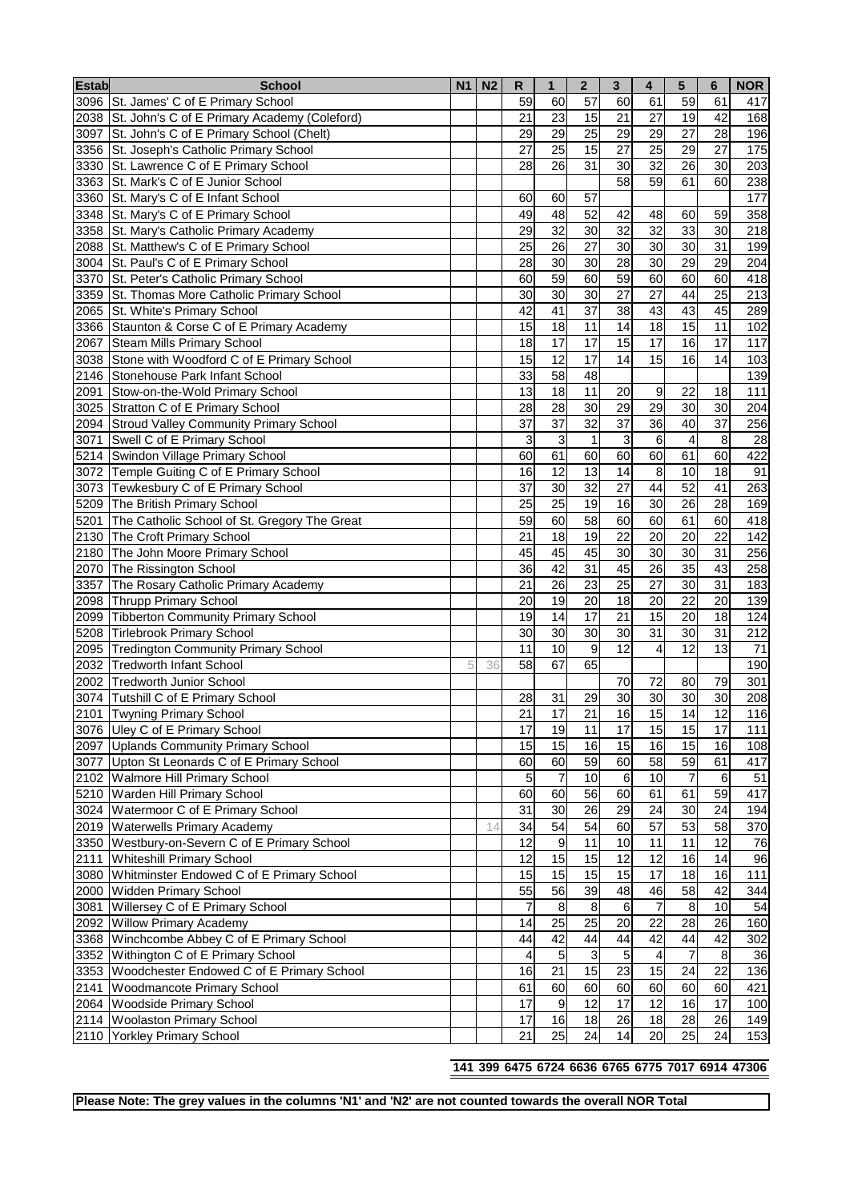| Estab | School | N1 | N2 | R | 1 | 2 | 3 | 4 | 5 | 6 | NOR |
|---|---|---|---|---|---|---|---|---|---|---|---|
| 3096 | St. James' C of E Primary School | | | 59 | 60 | 57 | 60 | 61 | 59 | 61 | 417 |
| 2038 | St. John's C of E Primary Academy (Coleford) | | | 21 | 23 | 15 | 21 | 27 | 19 | 42 | 168 |
| 3097 | St. John's C of E Primary School (Chelt) | | | 29 | 29 | 25 | 29 | 29 | 27 | 28 | 196 |
| 3356 | St. Joseph's Catholic Primary School | | | 27 | 25 | 15 | 27 | 25 | 29 | 27 | 175 |
| 3330 | St. Lawrence C of E Primary School | | | 28 | 26 | 31 | 30 | 32 | 26 | 30 | 203 |
| 3363 | St. Mark's C of E Junior School | | | | | | 58 | 59 | 61 | 60 | 238 |
| 3360 | St. Mary's C of E Infant School | | | 60 | 60 | 57 | | | | | 177 |
| 3348 | St. Mary's C of E Primary School | | | 49 | 48 | 52 | 42 | 48 | 60 | 59 | 358 |
| 3358 | St. Mary's Catholic Primary Academy | | | 29 | 32 | 30 | 32 | 32 | 33 | 30 | 218 |
| 2088 | St. Matthew's C of E Primary School | | | 25 | 26 | 27 | 30 | 30 | 30 | 31 | 199 |
| 3004 | St. Paul's C of E Primary School | | | 28 | 30 | 30 | 28 | 30 | 29 | 29 | 204 |
| 3370 | St. Peter's Catholic Primary School | | | 60 | 59 | 60 | 59 | 60 | 60 | 60 | 418 |
| 3359 | St. Thomas More Catholic Primary School | | | 30 | 30 | 30 | 27 | 27 | 44 | 25 | 213 |
| 2065 | St. White's Primary School | | | 42 | 41 | 37 | 38 | 43 | 43 | 45 | 289 |
| 3366 | Staunton & Corse C of E Primary Academy | | | 15 | 18 | 11 | 14 | 18 | 15 | 11 | 102 |
| 2067 | Steam Mills Primary School | | | 18 | 17 | 17 | 15 | 17 | 16 | 17 | 117 |
| 3038 | Stone with Woodford C of E Primary School | | | 15 | 12 | 17 | 14 | 15 | 16 | 14 | 103 |
| 2146 | Stonehouse Park Infant School | | | 33 | 58 | 48 | | | | | 139 |
| 2091 | Stow-on-the-Wold Primary School | | | 13 | 18 | 11 | 20 | 9 | 22 | 18 | 111 |
| 3025 | Stratton C of E Primary School | | | 28 | 28 | 30 | 29 | 29 | 30 | 30 | 204 |
| 2094 | Stroud Valley Community Primary School | | | 37 | 37 | 32 | 37 | 36 | 40 | 37 | 256 |
| 3071 | Swell C of E Primary School | | | 3 | 3 | 1 | 3 | 6 | 4 | 8 | 28 |
| 5214 | Swindon Village Primary School | | | 60 | 61 | 60 | 60 | 60 | 61 | 60 | 422 |
| 3072 | Temple Guiting C of E Primary School | | | 16 | 12 | 13 | 14 | 8 | 10 | 18 | 91 |
| 3073 | Tewkesbury C of E Primary School | | | 37 | 30 | 32 | 27 | 44 | 52 | 41 | 263 |
| 5209 | The British Primary School | | | 25 | 25 | 19 | 16 | 30 | 26 | 28 | 169 |
| 5201 | The Catholic School of St. Gregory The Great | | | 59 | 60 | 58 | 60 | 60 | 61 | 60 | 418 |
| 2130 | The Croft Primary School | | | 21 | 18 | 19 | 22 | 20 | 20 | 22 | 142 |
| 2180 | The John Moore Primary School | | | 45 | 45 | 45 | 30 | 30 | 30 | 31 | 256 |
| 2070 | The Rissington School | | | 36 | 42 | 31 | 45 | 26 | 35 | 43 | 258 |
| 3357 | The Rosary Catholic Primary Academy | | | 21 | 26 | 23 | 25 | 27 | 30 | 31 | 183 |
| 2098 | Thrupp Primary School | | | 20 | 19 | 20 | 18 | 20 | 22 | 20 | 139 |
| 2099 | Tibberton Community Primary School | | | 19 | 14 | 17 | 21 | 15 | 20 | 18 | 124 |
| 5208 | Tirlebrook Primary School | | | 30 | 30 | 30 | 30 | 31 | 30 | 31 | 212 |
| 2095 | Tredington Community Primary School | | | 11 | 10 | 9 | 12 | 4 | 12 | 13 | 71 |
| 2032 | Tredworth Infant School | 5 | 36 | 58 | 67 | 65 | | | | | 190 |
| 2002 | Tredworth Junior School | | | | | | 70 | 72 | 80 | 79 | 301 |
| 3074 | Tutshill C of E Primary School | | | 28 | 31 | 29 | 30 | 30 | 30 | 30 | 208 |
| 2101 | Twyning Primary School | | | 21 | 17 | 21 | 16 | 15 | 14 | 12 | 116 |
| 3076 | Uley C of E Primary School | | | 17 | 19 | 11 | 17 | 15 | 15 | 17 | 111 |
| 2097 | Uplands Community Primary School | | | 15 | 15 | 16 | 15 | 16 | 15 | 16 | 108 |
| 3077 | Upton St Leonards C of E Primary School | | | 60 | 60 | 59 | 60 | 58 | 59 | 61 | 417 |
| 2102 | Walmore Hill Primary School | | | 5 | 7 | 10 | 6 | 10 | 7 | 6 | 51 |
| 5210 | Warden Hill Primary School | | | 60 | 60 | 56 | 60 | 61 | 61 | 59 | 417 |
| 3024 | Watermoor C of E Primary School | | | 31 | 30 | 26 | 29 | 24 | 30 | 24 | 194 |
| 2019 | Waterwells Primary Academy | | 14 | 34 | 54 | 54 | 60 | 57 | 53 | 58 | 370 |
| 3350 | Westbury-on-Severn C of E Primary School | | | 12 | 9 | 11 | 10 | 11 | 11 | 12 | 76 |
| 2111 | Whiteshill Primary School | | | 12 | 15 | 15 | 12 | 12 | 16 | 14 | 96 |
| 3080 | Whitminster Endowed C of E Primary School | | | 15 | 15 | 15 | 15 | 17 | 18 | 16 | 111 |
| 2000 | Widden Primary School | | | 55 | 56 | 39 | 48 | 46 | 58 | 42 | 344 |
| 3081 | Willersey C of E Primary School | | | 7 | 8 | 8 | 6 | 7 | 8 | 10 | 54 |
| 2092 | Willow Primary Academy | | | 14 | 25 | 25 | 20 | 22 | 28 | 26 | 160 |
| 3368 | Winchcombe Abbey C of E Primary School | | | 44 | 42 | 44 | 44 | 42 | 44 | 42 | 302 |
| 3352 | Withington C of E Primary School | | | 4 | 5 | 3 | 5 | 4 | 7 | 8 | 36 |
| 3353 | Woodchester Endowed C of E Primary School | | | 16 | 21 | 15 | 23 | 15 | 24 | 22 | 136 |
| 2141 | Woodmancote Primary School | | | 61 | 60 | 60 | 60 | 60 | 60 | 60 | 421 |
| 2064 | Woodside Primary School | | | 17 | 9 | 12 | 17 | 12 | 16 | 17 | 100 |
| 2114 | Woolaston Primary School | | | 17 | 16 | 18 | 26 | 18 | 28 | 26 | 149 |
| 2110 | Yorkley Primary School | | | 21 | 25 | 24 | 14 | 20 | 25 | 24 | 153 |
| | | **141** | **399** | **6475** | **6724** | **6636** | **6765** | **6775** | **7017** | **6914** | **47306** |

**Please Note: The grey values in the columns 'N1' and 'N2' are not counted towards the overall NOR Total**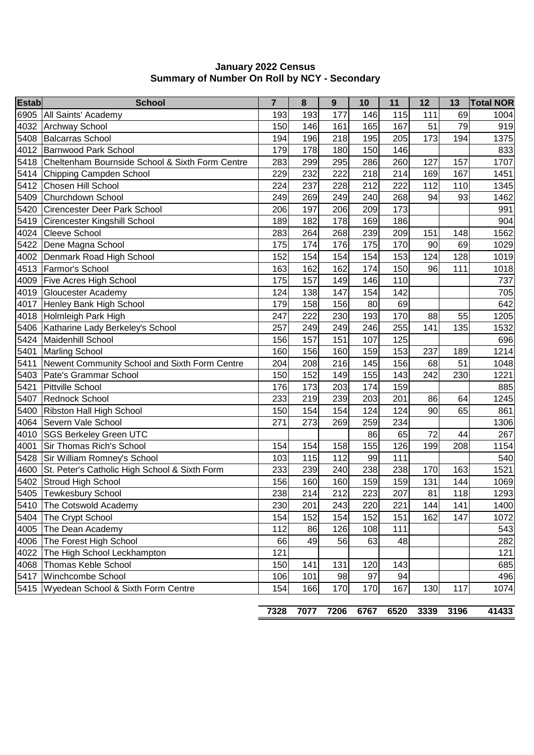**January 2022 Census**
**Summary of Number On Roll by NCY - Secondary**

| Estab | School | 7 | 8 | 9 | 10 | 11 | 12 | 13 | Total NOR |
|---|---|---|---|---|---|---|---|---|---|
| 6905 | All Saints' Academy | 193 | 193 | 177 | 146 | 115 | 111 | 69 | 1004 |
| 4032 | Archway School | 150 | 146 | 161 | 165 | 167 | 51 | 79 | 919 |
| 5408 | Balcarras School | 194 | 196 | 218 | 195 | 205 | 173 | 194 | 1375 |
| 4012 | Barnwood Park School | 179 | 178 | 180 | 150 | 146 | | | 833 |
| 5418 | Cheltenham Bournside School & Sixth Form Centre | 283 | 299 | 295 | 286 | 260 | 127 | 157 | 1707 |
| 5414 | Chipping Campden School | 229 | 232 | 222 | 218 | 214 | 169 | 167 | 1451 |
| 5412 | Chosen Hill School | 224 | 237 | 228 | 212 | 222 | 112 | 110 | 1345 |
| 5409 | Churchdown School | 249 | 269 | 249 | 240 | 268 | 94 | 93 | 1462 |
| 5420 | Cirencester Deer Park School | 206 | 197 | 206 | 209 | 173 | | | 991 |
| 5419 | Cirencester Kingshill School | 189 | 182 | 178 | 169 | 186 | | | 904 |
| 4024 | Cleeve School | 283 | 264 | 268 | 239 | 209 | 151 | 148 | 1562 |
| 5422 | Dene Magna School | 175 | 174 | 176 | 175 | 170 | 90 | 69 | 1029 |
| 4002 | Denmark Road High School | 152 | 154 | 154 | 154 | 153 | 124 | 128 | 1019 |
| 4513 | Farmor's School | 163 | 162 | 162 | 174 | 150 | 96 | 111 | 1018 |
| 4009 | Five Acres High School | 175 | 157 | 149 | 146 | 110 | | | 737 |
| 4019 | Gloucester Academy | 124 | 138 | 147 | 154 | 142 | | | 705 |
| 4017 | Henley Bank High School | 179 | 158 | 156 | 80 | 69 | | | 642 |
| 4018 | Holmleigh Park High | 247 | 222 | 230 | 193 | 170 | 88 | 55 | 1205 |
| 5406 | Katharine Lady Berkeley's School | 257 | 249 | 249 | 246 | 255 | 141 | 135 | 1532 |
| 5424 | Maidenhill School | 156 | 157 | 151 | 107 | 125 | | | 696 |
| 5401 | Marling School | 160 | 156 | 160 | 159 | 153 | 237 | 189 | 1214 |
| 5411 | Newent Community School and Sixth Form Centre | 204 | 208 | 216 | 145 | 156 | 68 | 51 | 1048 |
| 5403 | Pate's Grammar School | 150 | 152 | 149 | 155 | 143 | 242 | 230 | 1221 |
| 5421 | Pittville School | 176 | 173 | 203 | 174 | 159 | | | 885 |
| 5407 | Rednock School | 233 | 219 | 239 | 203 | 201 | 86 | 64 | 1245 |
| 5400 | Ribston Hall High School | 150 | 154 | 154 | 124 | 124 | 90 | 65 | 861 |
| 4064 | Severn Vale School | 271 | 273 | 269 | 259 | 234 | | | 1306 |
| 4010 | SGS Berkeley Green UTC | | | | 86 | 65 | 72 | 44 | 267 |
| 4001 | Sir Thomas Rich's School | 154 | 154 | 158 | 155 | 126 | 199 | 208 | 1154 |
| 5428 | Sir William Romney's School | 103 | 115 | 112 | 99 | 111 | | | 540 |
| 4600 | St. Peter's Catholic High School & Sixth Form | 233 | 239 | 240 | 238 | 238 | 170 | 163 | 1521 |
| 5402 | Stroud High School | 156 | 160 | 160 | 159 | 159 | 131 | 144 | 1069 |
| 5405 | Tewkesbury School | 238 | 214 | 212 | 223 | 207 | 81 | 118 | 1293 |
| 5410 | The Cotswold Academy | 230 | 201 | 243 | 220 | 221 | 144 | 141 | 1400 |
| 5404 | The Crypt School | 154 | 152 | 154 | 152 | 151 | 162 | 147 | 1072 |
| 4005 | The Dean Academy | 112 | 86 | 126 | 108 | 111 | | | 543 |
| 4006 | The Forest High School | 66 | 49 | 56 | 63 | 48 | | | 282 |
| 4022 | The High School Leckhampton | 121 | | | | | | | 121 |
| 4068 | Thomas Keble School | 150 | 141 | 131 | 120 | 143 | | | 685 |
| 5417 | Winchcombe School | 106 | 101 | 98 | 97 | 94 | | | 496 |
| 5415 | Wyedean School & Sixth Form Centre | 154 | 166 | 170 | 170 | 167 | 130 | 117 | 1074 |
| | | **7328** | **7077** | **7206** | **6767** | **6520** | **3339** | **3196** | **41433** |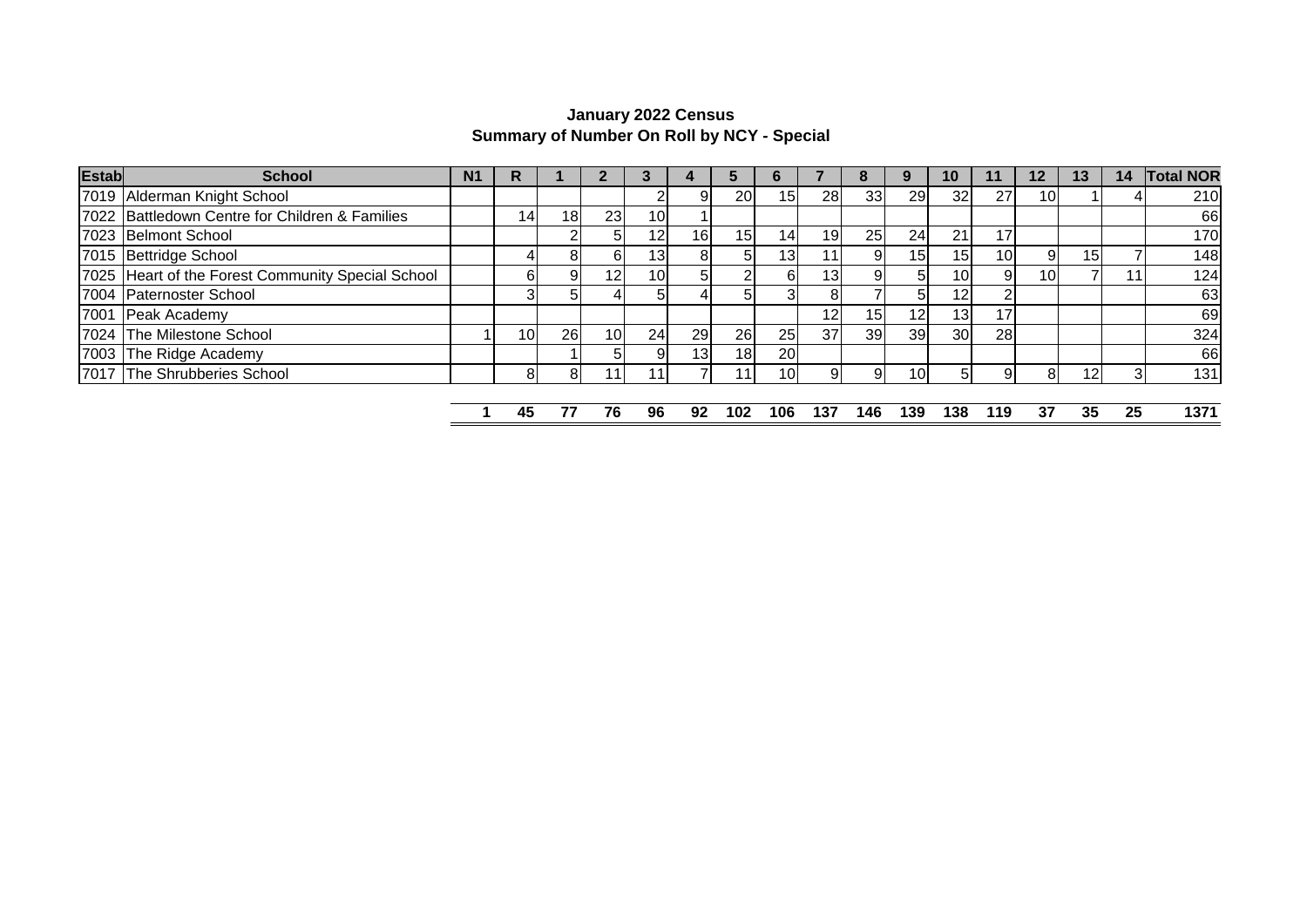## January 2022 Census
## Summary of Number On Roll by NCY - Special

| Estab | School | N1 | R | 1 | 2 | 3 | 4 | 5 | 6 | 7 | 8 | 9 | 10 | 11 | 12 | 13 | 14 | Total NOR |
|---|---|---|---|---|---|---|---|---|---|---|---|---|---|---|---|---|---|---|
| 7019 | Alderman Knight School | | | | | 2 | 9 | 20 | 15 | 28 | 33 | 29 | 32 | 27 | 10 | 1 | 4 | 210 |
| 7022 | Battledown Centre for Children & Families | | 14 | 18 | 23 | 10 | 1 | | | | | | | | | | | 66 |
| 7023 | Belmont School | | | 2 | 5 | 12 | 16 | 15 | 14 | 19 | 25 | 24 | 21 | 17 | | | | 170 |
| 7015 | Bettridge School | | 4 | 8 | 6 | 13 | 8 | 5 | 13 | 11 | 9 | 15 | 15 | 10 | 9 | 15 | 7 | 148 |
| 7025 | Heart of the Forest Community Special School | | 6 | 9 | 12 | 10 | 5 | 2 | 6 | 13 | 9 | 5 | 10 | 9 | 10 | 7 | 11 | 124 |
| 7004 | Paternoster School | | 3 | 5 | 4 | 5 | 4 | 5 | 3 | 8 | 7 | 5 | 12 | 2 | | | | 63 |
| 7001 | Peak Academy | | | | | | | | | 12 | 15 | 12 | 13 | 17 | | | | 69 |
| 7024 | The Milestone School | 1 | 10 | 26 | 10 | 24 | 29 | 26 | 25 | 37 | 39 | 39 | 30 | 28 | | | | 324 |
| 7003 | The Ridge Academy | | | 1 | 5 | 9 | 13 | 18 | 20 | | | | | | | | | 66 |
| 7017 | The Shrubberies School | | 8 | 8 | 11 | 11 | 7 | 11 | 10 | 9 | 9 | 10 | 5 | 9 | 8 | 12 | 3 | 131 |
| | | **1** | **45** | **77** | **76** | **96** | **92** | **102** | **106** | **137** | **146** | **139** | **138** | **119** | **37** | **35** | **25** | **1371** |